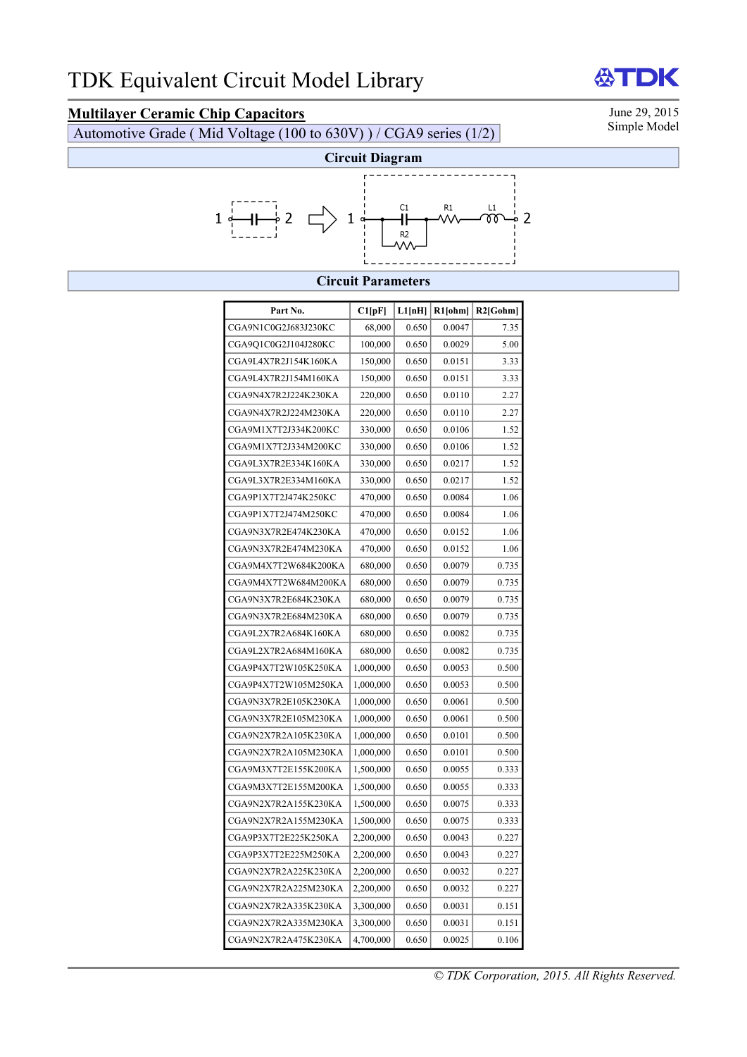# TDK Equivalent Circuit Model Library

TDK

## Multilayer Ceramic Chip Capacitors

June 29, 2015
Simple Model

Automotive Grade ( Mid Voltage (100 to 630V) ) / CGA9 series (1/2)

### Circuit Diagram

1 —||— 2 ⇒ 1 — C1 (with R2 in parallel) — R1 — L1 — 2

### Circuit Parameters

| Part No. | C1[pF] | L1[nH] | R1[ohm] | R2[Gohm] |
|---|---|---|---|---|
| CGA9N1C0G2J683J230KC | 68,000 | 0.650 | 0.0047 | 7.35 |
| CGA9Q1C0G2J104J280KC | 100,000 | 0.650 | 0.0029 | 5.00 |
| CGA9L4X7R2J154K160KA | 150,000 | 0.650 | 0.0151 | 3.33 |
| CGA9L4X7R2J154M160KA | 150,000 | 0.650 | 0.0151 | 3.33 |
| CGA9N4X7R2J224K230KA | 220,000 | 0.650 | 0.0110 | 2.27 |
| CGA9N4X7R2J224M230KA | 220,000 | 0.650 | 0.0110 | 2.27 |
| CGA9M1X7T2J334K200KC | 330,000 | 0.650 | 0.0106 | 1.52 |
| CGA9M1X7T2J334M200KC | 330,000 | 0.650 | 0.0106 | 1.52 |
| CGA9L3X7R2E334K160KA | 330,000 | 0.650 | 0.0217 | 1.52 |
| CGA9L3X7R2E334M160KA | 330,000 | 0.650 | 0.0217 | 1.52 |
| CGA9P1X7T2J474K250KC | 470,000 | 0.650 | 0.0084 | 1.06 |
| CGA9P1X7T2J474M250KC | 470,000 | 0.650 | 0.0084 | 1.06 |
| CGA9N3X7R2E474K230KA | 470,000 | 0.650 | 0.0152 | 1.06 |
| CGA9N3X7R2E474M230KA | 470,000 | 0.650 | 0.0152 | 1.06 |
| CGA9M4X7T2W684K200KA | 680,000 | 0.650 | 0.0079 | 0.735 |
| CGA9M4X7T2W684M200KA | 680,000 | 0.650 | 0.0079 | 0.735 |
| CGA9N3X7R2E684K230KA | 680,000 | 0.650 | 0.0079 | 0.735 |
| CGA9N3X7R2E684M230KA | 680,000 | 0.650 | 0.0079 | 0.735 |
| CGA9L2X7R2A684K160KA | 680,000 | 0.650 | 0.0082 | 0.735 |
| CGA9L2X7R2A684M160KA | 680,000 | 0.650 | 0.0082 | 0.735 |
| CGA9P4X7T2W105K250KA | 1,000,000 | 0.650 | 0.0053 | 0.500 |
| CGA9P4X7T2W105M250KA | 1,000,000 | 0.650 | 0.0053 | 0.500 |
| CGA9N3X7R2E105K230KA | 1,000,000 | 0.650 | 0.0061 | 0.500 |
| CGA9N3X7R2E105M230KA | 1,000,000 | 0.650 | 0.0061 | 0.500 |
| CGA9N2X7R2A105K230KA | 1,000,000 | 0.650 | 0.0101 | 0.500 |
| CGA9N2X7R2A105M230KA | 1,000,000 | 0.650 | 0.0101 | 0.500 |
| CGA9M3X7T2E155K200KA | 1,500,000 | 0.650 | 0.0055 | 0.333 |
| CGA9M3X7T2E155M200KA | 1,500,000 | 0.650 | 0.0055 | 0.333 |
| CGA9N2X7R2A155K230KA | 1,500,000 | 0.650 | 0.0075 | 0.333 |
| CGA9N2X7R2A155M230KA | 1,500,000 | 0.650 | 0.0075 | 0.333 |
| CGA9P3X7T2E225K250KA | 2,200,000 | 0.650 | 0.0043 | 0.227 |
| CGA9P3X7T2E225M250KA | 2,200,000 | 0.650 | 0.0043 | 0.227 |
| CGA9N2X7R2A225K230KA | 2,200,000 | 0.650 | 0.0032 | 0.227 |
| CGA9N2X7R2A225M230KA | 2,200,000 | 0.650 | 0.0032 | 0.227 |
| CGA9N2X7R2A335K230KA | 3,300,000 | 0.650 | 0.0031 | 0.151 |
| CGA9N2X7R2A335M230KA | 3,300,000 | 0.650 | 0.0031 | 0.151 |
| CGA9N2X7R2A475K230KA | 4,700,000 | 0.650 | 0.0025 | 0.106 |

*© TDK Corporation, 2015. All Rights Reserved.*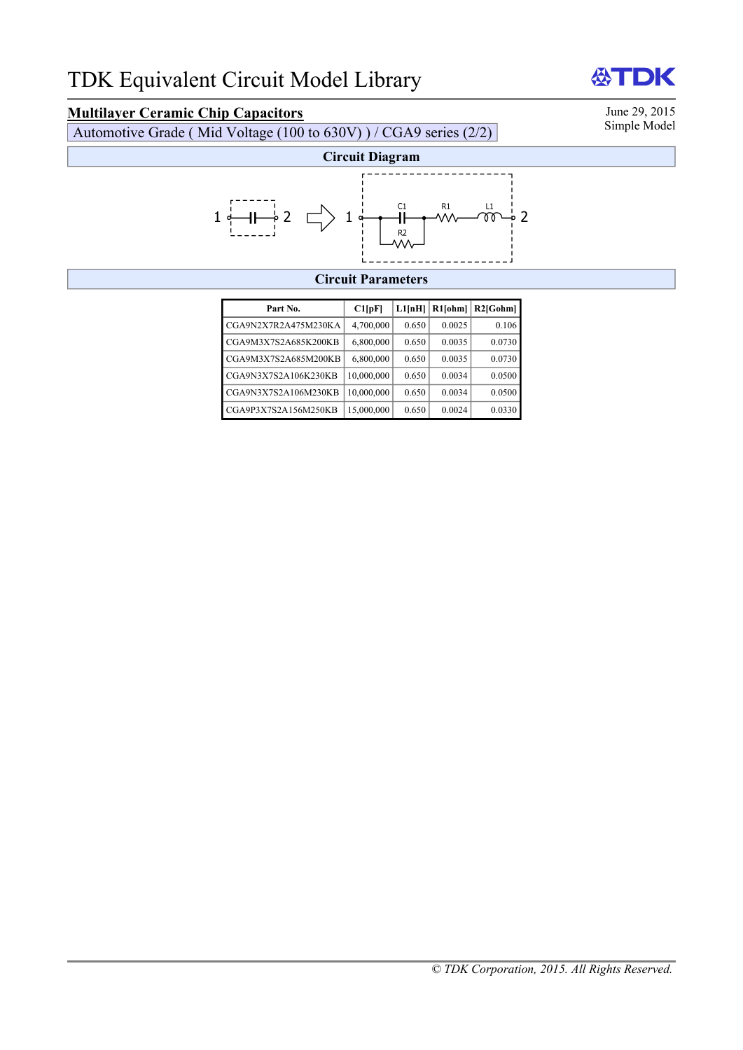# TDK Equivalent Circuit Model Library

June 29, 2015
Simple Model

## Multilayer Ceramic Chip Capacitors

Automotive Grade ( Mid Voltage (100 to 630V) ) / CGA9 series (2/2)

### Circuit Diagram

1 2 ⇨ 1 C1 R1 L1 2
R2

### Circuit Parameters

| Part No. | C1[pF] | L1[nH] | R1[ohm] | R2[Gohm] |
|---|---|---|---|---|
| CGA9N2X7R2A475M230KA | 4,700,000 | 0.650 | 0.0025 | 0.106 |
| CGA9M3X7S2A685K200KB | 6,800,000 | 0.650 | 0.0035 | 0.0730 |
| CGA9M3X7S2A685M200KB | 6,800,000 | 0.650 | 0.0035 | 0.0730 |
| CGA9N3X7S2A106K230KB | 10,000,000 | 0.650 | 0.0034 | 0.0500 |
| CGA9N3X7S2A106M230KB | 10,000,000 | 0.650 | 0.0034 | 0.0500 |
| CGA9P3X7S2A156M250KB | 15,000,000 | 0.650 | 0.0024 | 0.0330 |

*© TDK Corporation, 2015. All Rights Reserved.*